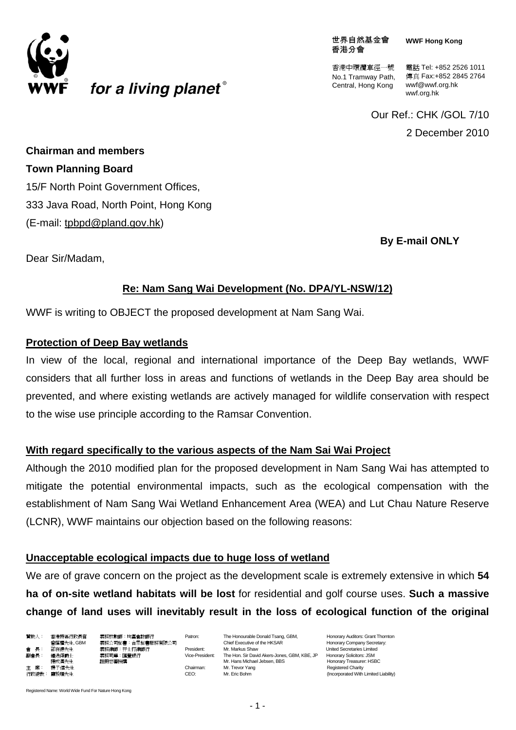世界自然基金會香港分會 **WWF Hong Kong**

香港中環纜車徑一號 No.1 Tramway Path, Central, Hong Kong

電話 Tel: +852 2526 1011
傳真 Fax:+852 2845 2764
wwf@wwf.org.hk
wwf.org.hk

Our Ref.: CHK /GOL 7/10

2 December 2010

**Chairman and members**

**Town Planning Board**

15/F North Point Government Offices,
333 Java Road, North Point, Hong Kong
(E-mail: tpbpd@pland.gov.hk)

**By E-mail ONLY**

Dear Sir/Madam,

**Re: Nam Sang Wai Development (No. DPA/YL-NSW/12)**

WWF is writing to OBJECT the proposed development at Nam Sang Wai.

**Protection of Deep Bay wetlands**

In view of the local, regional and international importance of the Deep Bay wetlands, WWF considers that all further loss in areas and functions of wetlands in the Deep Bay area should be prevented, and where existing wetlands are actively managed for wildlife conservation with respect to the wise use principle according to the Ramsar Convention.

**With regard specifically to the various aspects of the Nam Sai Wai Project**

Although the 2010 modified plan for the proposed development in Nam Sang Wai has attempted to mitigate the potential environmental impacts, such as the ecological compensation with the establishment of Nam Sang Wai Wetland Enhancement Area (WEA) and Lut Chau Nature Reserve (LCNR), WWF maintains our objection based on the following reasons:

**Unacceptable ecological impacts due to huge loss of wetland**

We are of grave concern on the project as the development scale is extremely extensive in which **54 ha of on-site wetland habitats will be lost** for residential and golf course uses. **Such a massive change of land uses will inevitably result in the loss of ecological function of the original**

| 贊助人： | 香港特區行政長官 曾蔭權先生, GBM | 義務核數師：均富會計師行 | Patron: | The Honourable Donald Tsang, GBM, Chief Executive of the HKSAR | Honorary Auditors: Grant Thornton |
|---|---|---|---|---|---|
| 會長： | 邵在德先生 | 義務公司秘書：合眾秘書服務有限公司 | President: | Mr. Markus Shaw | Honorary Company Secretary: United Secretaries Limited |
| 副會長： | 鍾逸傑爵士 捷成漢先生 | 義務律師：孖士打律師行 | Vice-President: | The Hon. Sir David Akers-Jones, GBM, KBE, JP Mr. Hans Michael Jebsen, BBS | Honorary Solicitors: JSM |
| 主席： | 楊子信先生 | 義務司庫：匯豐銀行 | Chairman: | Mr. Trevor Yang | Honorary Treasurer: HSBC |
| 行政總裁： | 龐毅理先生 | 註冊慈善機構 | CEO: | Mr. Eric Bohm | Registered Charity (Incorporated With Limited Liability) |

Registered Name: World Wide Fund For Nature Hong Kong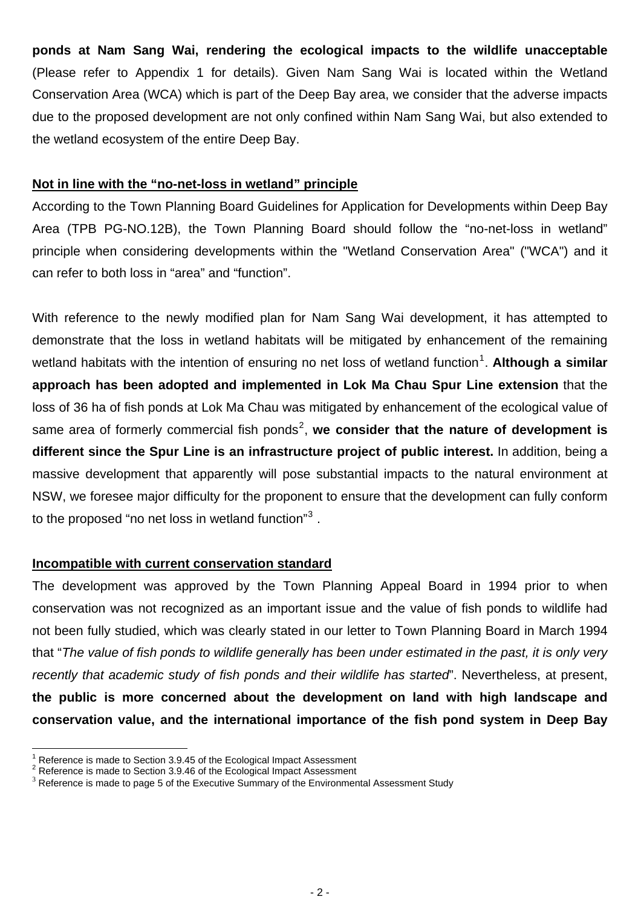**ponds at Nam Sang Wai, rendering the ecological impacts to the wildlife unacceptable** (Please refer to Appendix 1 for details). Given Nam Sang Wai is located within the Wetland Conservation Area (WCA) which is part of the Deep Bay area, we consider that the adverse impacts due to the proposed development are not only confined within Nam Sang Wai, but also extended to the wetland ecosystem of the entire Deep Bay.

**Not in line with the "no-net-loss in wetland" principle**

According to the Town Planning Board Guidelines for Application for Developments within Deep Bay Area (TPB PG-NO.12B), the Town Planning Board should follow the "no-net-loss in wetland" principle when considering developments within the "Wetland Conservation Area" ("WCA") and it can refer to both loss in "area" and "function".

With reference to the newly modified plan for Nam Sang Wai development, it has attempted to demonstrate that the loss in wetland habitats will be mitigated by enhancement of the remaining wetland habitats with the intention of ensuring no net loss of wetland function[1]. **Although a similar approach has been adopted and implemented in Lok Ma Chau Spur Line extension** that the loss of 36 ha of fish ponds at Lok Ma Chau was mitigated by enhancement of the ecological value of same area of formerly commercial fish ponds[2], **we consider that the nature of development is different since the Spur Line is an infrastructure project of public interest.** In addition, being a massive development that apparently will pose substantial impacts to the natural environment at NSW, we foresee major difficulty for the proponent to ensure that the development can fully conform to the proposed "no net loss in wetland function"[3] .

**Incompatible with current conservation standard**

The development was approved by the Town Planning Appeal Board in 1994 prior to when conservation was not recognized as an important issue and the value of fish ponds to wildlife had not been fully studied, which was clearly stated in our letter to Town Planning Board in March 1994 that "*The value of fish ponds to wildlife generally has been under estimated in the past, it is only very recently that academic study of fish ponds and their wildlife has started*". Nevertheless, at present, **the public is more concerned about the development on land with high landscape and conservation value, and the international importance of the fish pond system in Deep Bay**

---

[1] Reference is made to Section 3.9.45 of the Ecological Impact Assessment
[2] Reference is made to Section 3.9.46 of the Ecological Impact Assessment
[3] Reference is made to page 5 of the Executive Summary of the Environmental Assessment Study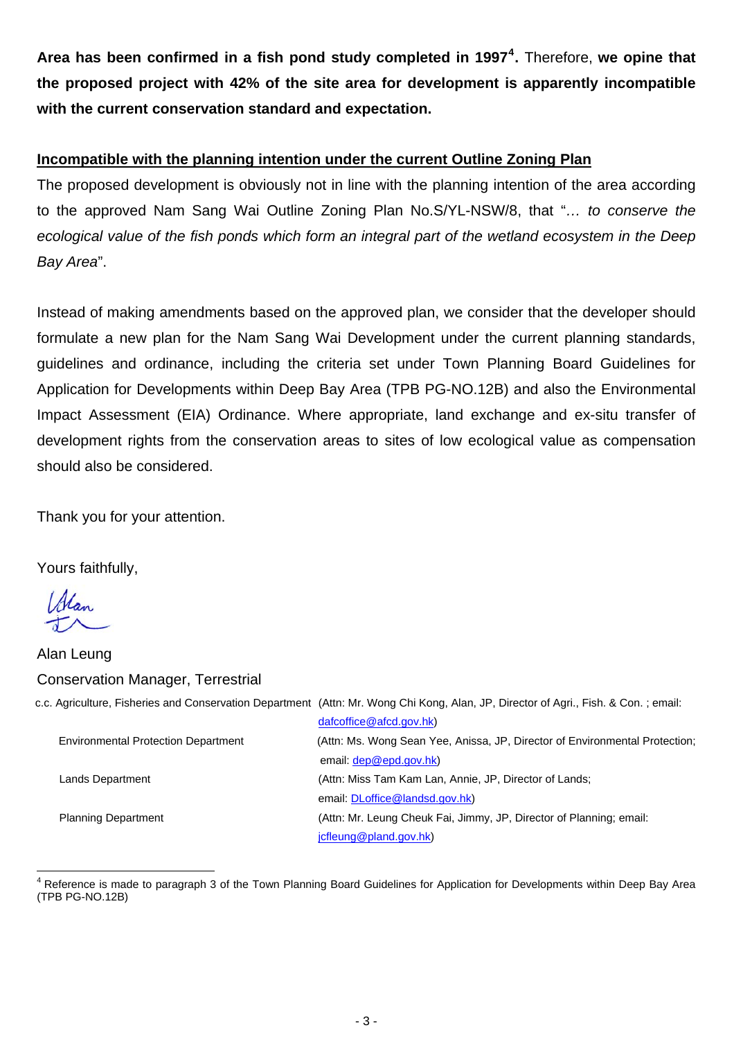**Area has been confirmed in a fish pond study completed in 1997[4].** Therefore, **we opine that the proposed project with 42% of the site area for development is apparently incompatible with the current conservation standard and expectation.**

**Incompatible with the planning intention under the current Outline Zoning Plan**

The proposed development is obviously not in line with the planning intention of the area according to the approved Nam Sang Wai Outline Zoning Plan No.S/YL-NSW/8, that "*… to conserve the ecological value of the fish ponds which form an integral part of the wetland ecosystem in the Deep Bay Area*".

Instead of making amendments based on the approved plan, we consider that the developer should formulate a new plan for the Nam Sang Wai Development under the current planning standards, guidelines and ordinance, including the criteria set under Town Planning Board Guidelines for Application for Developments within Deep Bay Area (TPB PG-NO.12B) and also the Environmental Impact Assessment (EIA) Ordinance. Where appropriate, land exchange and ex-situ transfer of development rights from the conservation areas to sites of low ecological value as compensation should also be considered.

Thank you for your attention.

Yours faithfully,

Alan Leung
Conservation Manager, Terrestrial

| c.c. Agriculture, Fisheries and Conservation Department | (Attn: Mr. Wong Chi Kong, Alan, JP, Director of Agri., Fish. & Con. ; email: dafcoffice@afcd.gov.hk) |
|---|---|
| Environmental Protection Department | (Attn: Ms. Wong Sean Yee, Anissa, JP, Director of Environmental Protection; email: dep@epd.gov.hk) |
| Lands Department | (Attn: Miss Tam Kam Lan, Annie, JP, Director of Lands; email: DLoffice@landsd.gov.hk) |
| Planning Department | (Attn: Mr. Leung Cheuk Fai, Jimmy, JP, Director of Planning; email: jcfleung@pland.gov.hk) |

[4] Reference is made to paragraph 3 of the Town Planning Board Guidelines for Application for Developments within Deep Bay Area (TPB PG-NO.12B)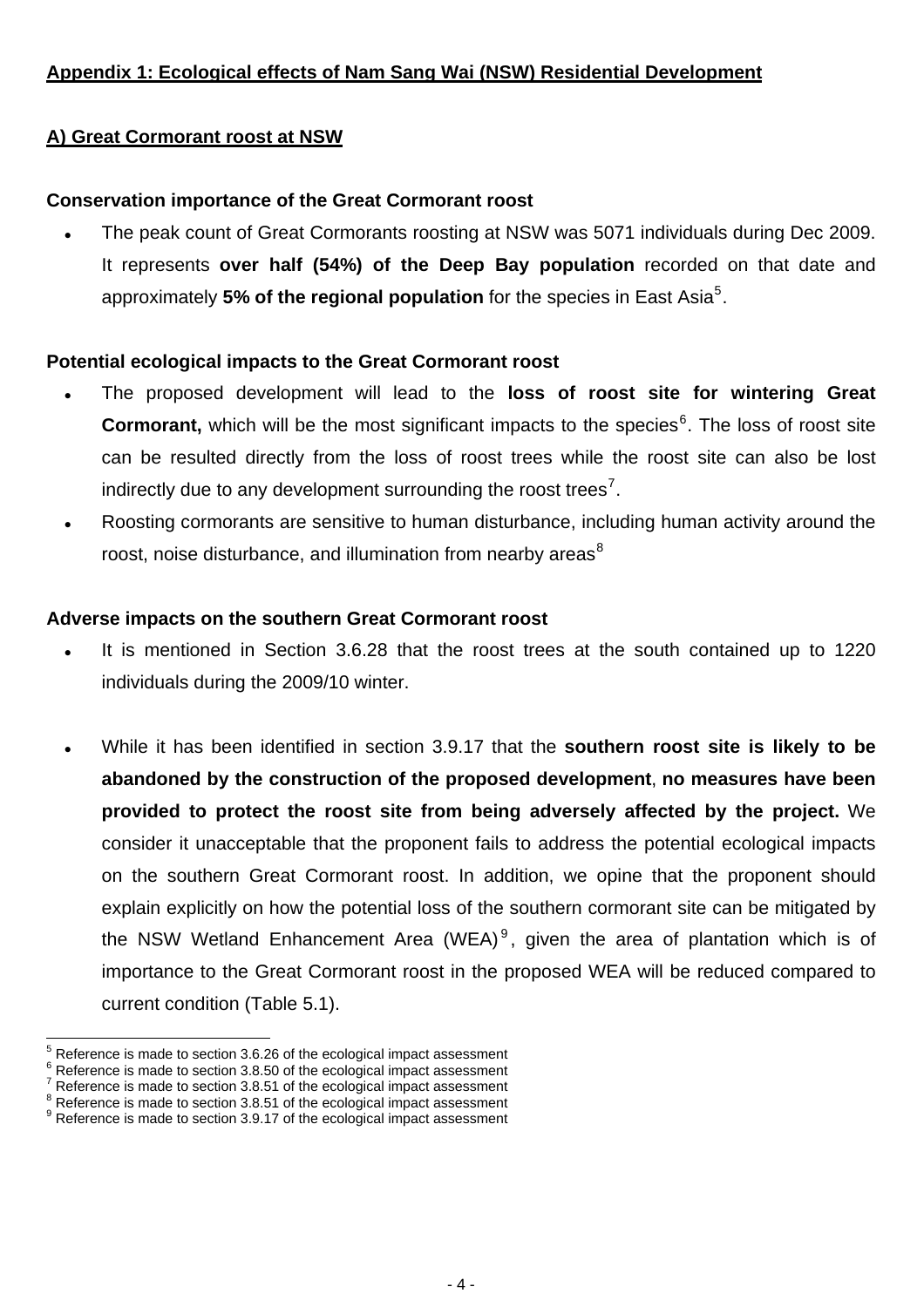## Appendix 1: Ecological effects of Nam Sang Wai (NSW) Residential Development

### A) Great Cormorant roost at NSW

**Conservation importance of the Great Cormorant roost**

- The peak count of Great Cormorants roosting at NSW was 5071 individuals during Dec 2009. It represents **over half (54%) of the Deep Bay population** recorded on that date and approximately **5% of the regional population** for the species in East Asia[5].

**Potential ecological impacts to the Great Cormorant roost**

- The proposed development will lead to the **loss of roost site for wintering Great Cormorant,** which will be the most significant impacts to the species[6]. The loss of roost site can be resulted directly from the loss of roost trees while the roost site can also be lost indirectly due to any development surrounding the roost trees[7].
- Roosting cormorants are sensitive to human disturbance, including human activity around the roost, noise disturbance, and illumination from nearby areas[8]

**Adverse impacts on the southern Great Cormorant roost**

- It is mentioned in Section 3.6.28 that the roost trees at the south contained up to 1220 individuals during the 2009/10 winter.

- While it has been identified in section 3.9.17 that the **southern roost site is likely to be abandoned by the construction of the proposed development**, **no measures have been provided to protect the roost site from being adversely affected by the project.** We consider it unacceptable that the proponent fails to address the potential ecological impacts on the southern Great Cormorant roost. In addition, we opine that the proponent should explain explicitly on how the potential loss of the southern cormorant site can be mitigated by the NSW Wetland Enhancement Area (WEA)[9], given the area of plantation which is of importance to the Great Cormorant roost in the proposed WEA will be reduced compared to current condition (Table 5.1).

---

[5] Reference is made to section 3.6.26 of the ecological impact assessment
[6] Reference is made to section 3.8.50 of the ecological impact assessment
[7] Reference is made to section 3.8.51 of the ecological impact assessment
[8] Reference is made to section 3.8.51 of the ecological impact assessment
[9] Reference is made to section 3.9.17 of the ecological impact assessment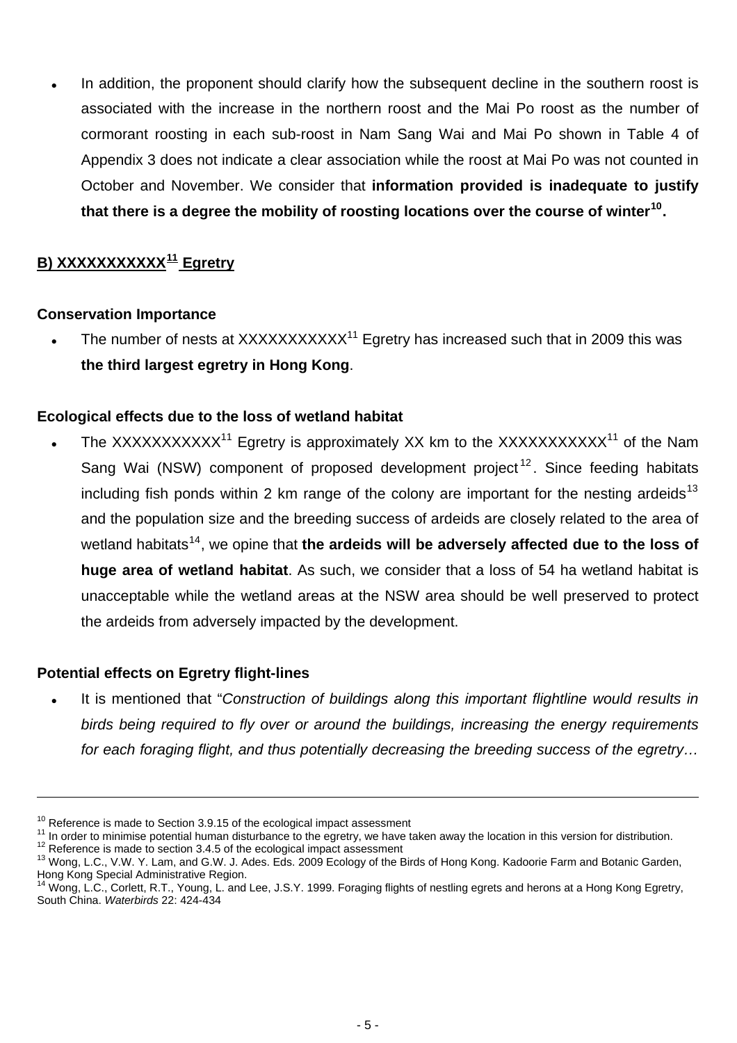- In addition, the proponent should clarify how the subsequent decline in the southern roost is associated with the increase in the northern roost and the Mai Po roost as the number of cormorant roosting in each sub-roost in Nam Sang Wai and Mai Po shown in Table 4 of Appendix 3 does not indicate a clear association while the roost at Mai Po was not counted in October and November. We consider that **information provided is inadequate to justify that there is a degree the mobility of roosting locations over the course of winter[10].**

## B) XXXXXXXXXXX[11] Egretry

### Conservation Importance

- The number of nests at XXXXXXXXXXX[11] Egretry has increased such that in 2009 this was **the third largest egretry in Hong Kong**.

### Ecological effects due to the loss of wetland habitat

- The XXXXXXXXXXX[11] Egretry is approximately XX km to the XXXXXXXXXXX[11] of the Nam Sang Wai (NSW) component of proposed development project[12]. Since feeding habitats including fish ponds within 2 km range of the colony are important for the nesting ardeids[13] and the population size and the breeding success of ardeids are closely related to the area of wetland habitats[14], we opine that **the ardeids will be adversely affected due to the loss of huge area of wetland habitat**. As such, we consider that a loss of 54 ha wetland habitat is unacceptable while the wetland areas at the NSW area should be well preserved to protect the ardeids from adversely impacted by the development.

### Potential effects on Egretry flight-lines

- It is mentioned that "*Construction of buildings along this important flightline would results in birds being required to fly over or around the buildings, increasing the energy requirements for each foraging flight, and thus potentially decreasing the breeding success of the egretry…*

---

[10] Reference is made to Section 3.9.15 of the ecological impact assessment

[11] In order to minimise potential human disturbance to the egretry, we have taken away the location in this version for distribution.

[12] Reference is made to section 3.4.5 of the ecological impact assessment

[13] Wong, L.C., V.W. Y. Lam, and G.W. J. Ades. Eds. 2009 Ecology of the Birds of Hong Kong. Kadoorie Farm and Botanic Garden, Hong Kong Special Administrative Region.

[14] Wong, L.C., Corlett, R.T., Young, L. and Lee, J.S.Y. 1999. Foraging flights of nestling egrets and herons at a Hong Kong Egretry, South China. *Waterbirds* 22: 424-434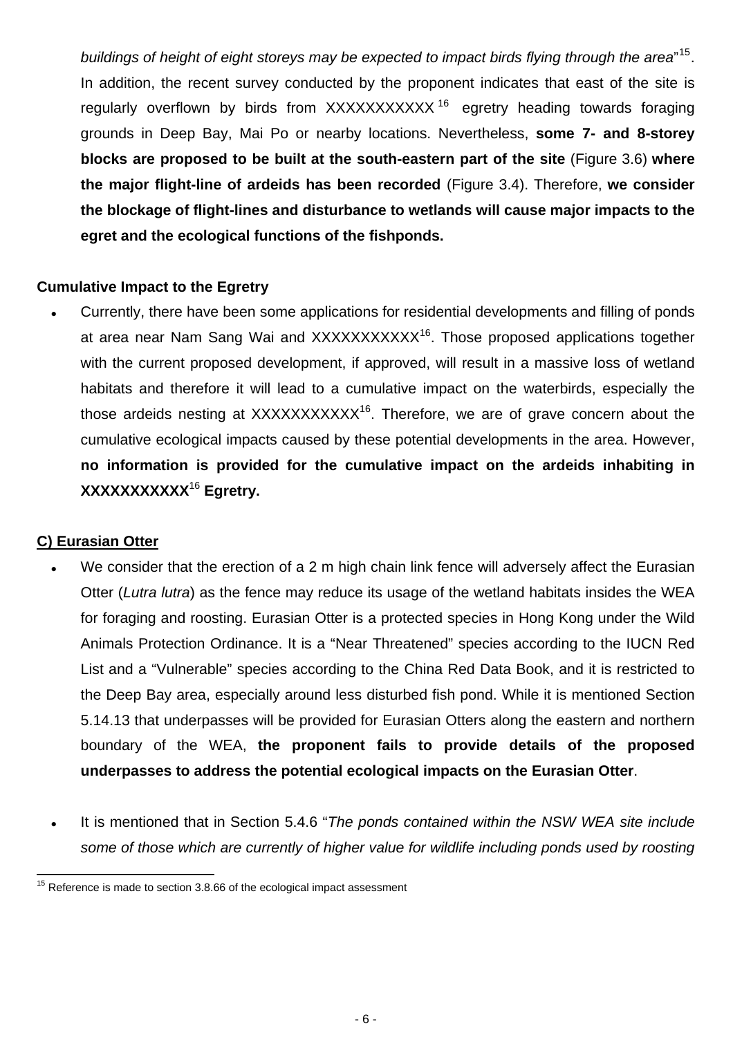*buildings of height of eight storeys may be expected to impact birds flying through the area*"[15]. In addition, the recent survey conducted by the proponent indicates that east of the site is regularly overflown by birds from XXXXXXXXXXX[16] egretry heading towards foraging grounds in Deep Bay, Mai Po or nearby locations. Nevertheless, **some 7- and 8-storey blocks are proposed to be built at the south-eastern part of the site** (Figure 3.6) **where the major flight-line of ardeids has been recorded** (Figure 3.4). Therefore, **we consider the blockage of flight-lines and disturbance to wetlands will cause major impacts to the egret and the ecological functions of the fishponds.**

**Cumulative Impact to the Egretry**

- Currently, there have been some applications for residential developments and filling of ponds at area near Nam Sang Wai and XXXXXXXXXXX[16]. Those proposed applications together with the current proposed development, if approved, will result in a massive loss of wetland habitats and therefore it will lead to a cumulative impact on the waterbirds, especially the those ardeids nesting at XXXXXXXXXXX[16]. Therefore, we are of grave concern about the cumulative ecological impacts caused by these potential developments in the area. However, **no information is provided for the cumulative impact on the ardeids inhabiting in XXXXXXXXXXX[16] Egretry.**

**C) Eurasian Otter**

- We consider that the erection of a 2 m high chain link fence will adversely affect the Eurasian Otter (*Lutra lutra*) as the fence may reduce its usage of the wetland habitats insides the WEA for foraging and roosting. Eurasian Otter is a protected species in Hong Kong under the Wild Animals Protection Ordinance. It is a "Near Threatened" species according to the IUCN Red List and a "Vulnerable" species according to the China Red Data Book, and it is restricted to the Deep Bay area, especially around less disturbed fish pond. While it is mentioned Section 5.14.13 that underpasses will be provided for Eurasian Otters along the eastern and northern boundary of the WEA, **the proponent fails to provide details of the proposed underpasses to address the potential ecological impacts on the Eurasian Otter**.

- It is mentioned that in Section 5.4.6 "*The ponds contained within the NSW WEA site include some of those which are currently of higher value for wildlife including ponds used by roosting*

[15] Reference is made to section 3.8.66 of the ecological impact assessment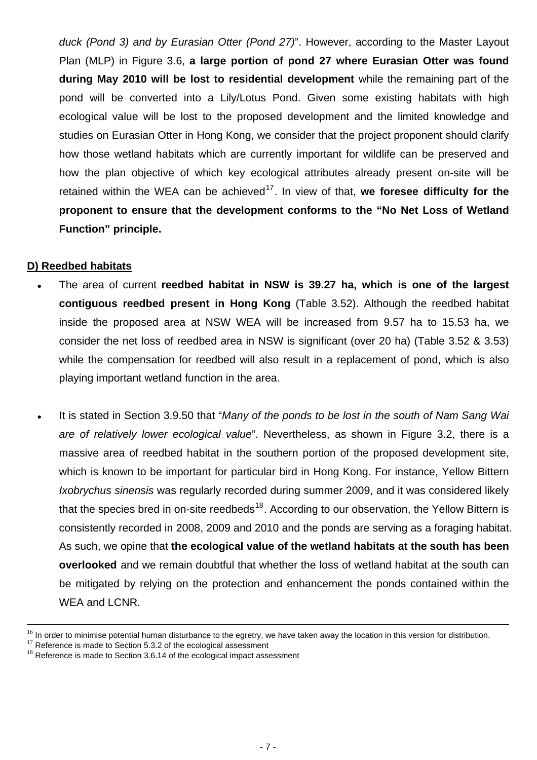*duck (Pond 3) and by Eurasian Otter (Pond 27)*". However, according to the Master Layout Plan (MLP) in Figure 3.6, **a large portion of pond 27 where Eurasian Otter was found during May 2010 will be lost to residential development** while the remaining part of the pond will be converted into a Lily/Lotus Pond. Given some existing habitats with high ecological value will be lost to the proposed development and the limited knowledge and studies on Eurasian Otter in Hong Kong, we consider that the project proponent should clarify how those wetland habitats which are currently important for wildlife can be preserved and how the plan objective of which key ecological attributes already present on-site will be retained within the WEA can be achieved[17]. In view of that, **we foresee difficulty for the proponent to ensure that the development conforms to the "No Net Loss of Wetland Function" principle.**

**D) Reedbed habitats**

- The area of current **reedbed habitat in NSW is 39.27 ha, which is one of the largest contiguous reedbed present in Hong Kong** (Table 3.52). Although the reedbed habitat inside the proposed area at NSW WEA will be increased from 9.57 ha to 15.53 ha, we consider the net loss of reedbed area in NSW is significant (over 20 ha) (Table 3.52 & 3.53) while the compensation for reedbed will also result in a replacement of pond, which is also playing important wetland function in the area.

- It is stated in Section 3.9.50 that "*Many of the ponds to be lost in the south of Nam Sang Wai are of relatively lower ecological value*". Nevertheless, as shown in Figure 3.2, there is a massive area of reedbed habitat in the southern portion of the proposed development site, which is known to be important for particular bird in Hong Kong. For instance, Yellow Bittern *Ixobrychus sinensis* was regularly recorded during summer 2009, and it was considered likely that the species bred in on-site reedbeds[18]. According to our observation, the Yellow Bittern is consistently recorded in 2008, 2009 and 2010 and the ponds are serving as a foraging habitat. As such, we opine that **the ecological value of the wetland habitats at the south has been overlooked** and we remain doubtful that whether the loss of wetland habitat at the south can be mitigated by relying on the protection and enhancement the ponds contained within the WEA and LCNR.

---

[16] In order to minimise potential human disturbance to the egretry, we have taken away the location in this version for distribution.
[17] Reference is made to Section 5.3.2 of the ecological assessment
[18] Reference is made to Section 3.6.14 of the ecological impact assessment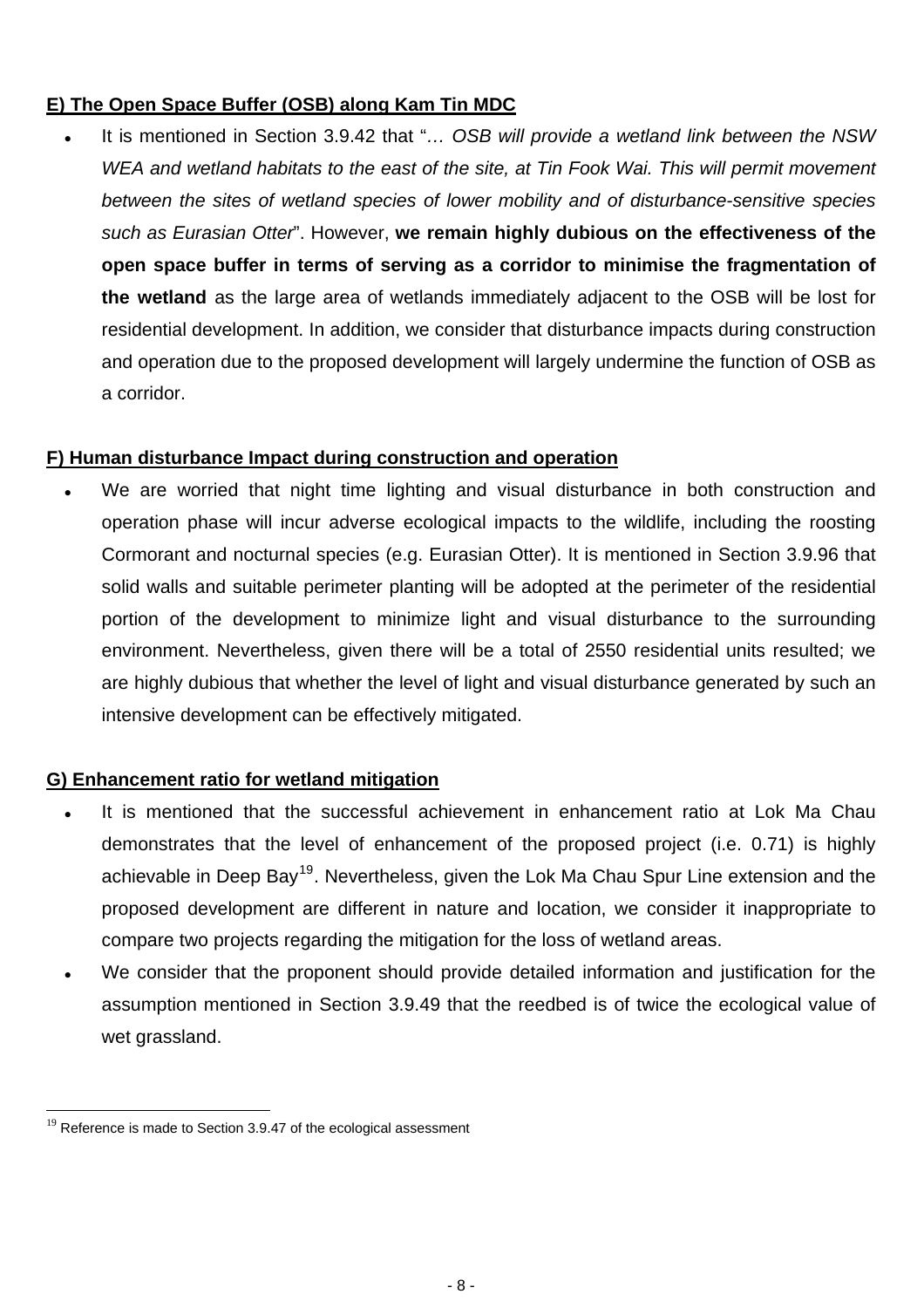**E) The Open Space Buffer (OSB) along Kam Tin MDC**

- It is mentioned in Section 3.9.42 that "*… OSB will provide a wetland link between the NSW WEA and wetland habitats to the east of the site, at Tin Fook Wai. This will permit movement between the sites of wetland species of lower mobility and of disturbance-sensitive species such as Eurasian Otter*". However, **we remain highly dubious on the effectiveness of the open space buffer in terms of serving as a corridor to minimise the fragmentation of the wetland** as the large area of wetlands immediately adjacent to the OSB will be lost for residential development. In addition, we consider that disturbance impacts during construction and operation due to the proposed development will largely undermine the function of OSB as a corridor.

**F) Human disturbance Impact during construction and operation**

- We are worried that night time lighting and visual disturbance in both construction and operation phase will incur adverse ecological impacts to the wildlife, including the roosting Cormorant and nocturnal species (e.g. Eurasian Otter). It is mentioned in Section 3.9.96 that solid walls and suitable perimeter planting will be adopted at the perimeter of the residential portion of the development to minimize light and visual disturbance to the surrounding environment. Nevertheless, given there will be a total of 2550 residential units resulted; we are highly dubious that whether the level of light and visual disturbance generated by such an intensive development can be effectively mitigated.

**G) Enhancement ratio for wetland mitigation**

- It is mentioned that the successful achievement in enhancement ratio at Lok Ma Chau demonstrates that the level of enhancement of the proposed project (i.e. 0.71) is highly achievable in Deep Bay[19]. Nevertheless, given the Lok Ma Chau Spur Line extension and the proposed development are different in nature and location, we consider it inappropriate to compare two projects regarding the mitigation for the loss of wetland areas.
- We consider that the proponent should provide detailed information and justification for the assumption mentioned in Section 3.9.49 that the reedbed is of twice the ecological value of wet grassland.

[19] Reference is made to Section 3.9.47 of the ecological assessment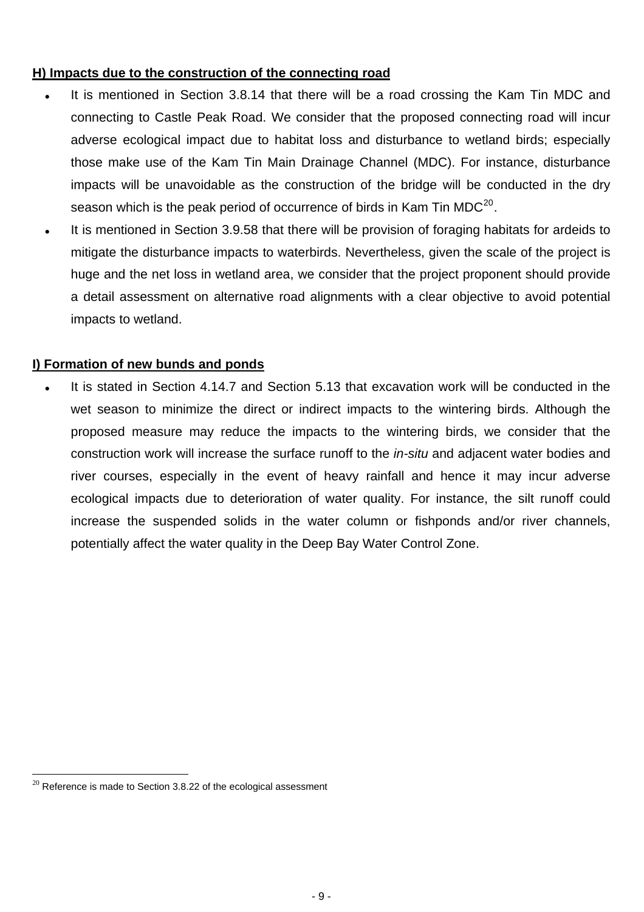**H) Impacts due to the construction of the connecting road**

- It is mentioned in Section 3.8.14 that there will be a road crossing the Kam Tin MDC and connecting to Castle Peak Road. We consider that the proposed connecting road will incur adverse ecological impact due to habitat loss and disturbance to wetland birds; especially those make use of the Kam Tin Main Drainage Channel (MDC). For instance, disturbance impacts will be unavoidable as the construction of the bridge will be conducted in the dry season which is the peak period of occurrence of birds in Kam Tin MDC[20].
- It is mentioned in Section 3.9.58 that there will be provision of foraging habitats for ardeids to mitigate the disturbance impacts to waterbirds. Nevertheless, given the scale of the project is huge and the net loss in wetland area, we consider that the project proponent should provide a detail assessment on alternative road alignments with a clear objective to avoid potential impacts to wetland.

**I) Formation of new bunds and ponds**

- It is stated in Section 4.14.7 and Section 5.13 that excavation work will be conducted in the wet season to minimize the direct or indirect impacts to the wintering birds. Although the proposed measure may reduce the impacts to the wintering birds, we consider that the construction work will increase the surface runoff to the *in-situ* and adjacent water bodies and river courses, especially in the event of heavy rainfall and hence it may incur adverse ecological impacts due to deterioration of water quality. For instance, the silt runoff could increase the suspended solids in the water column or fishponds and/or river channels, potentially affect the water quality in the Deep Bay Water Control Zone.

[20] Reference is made to Section 3.8.22 of the ecological assessment